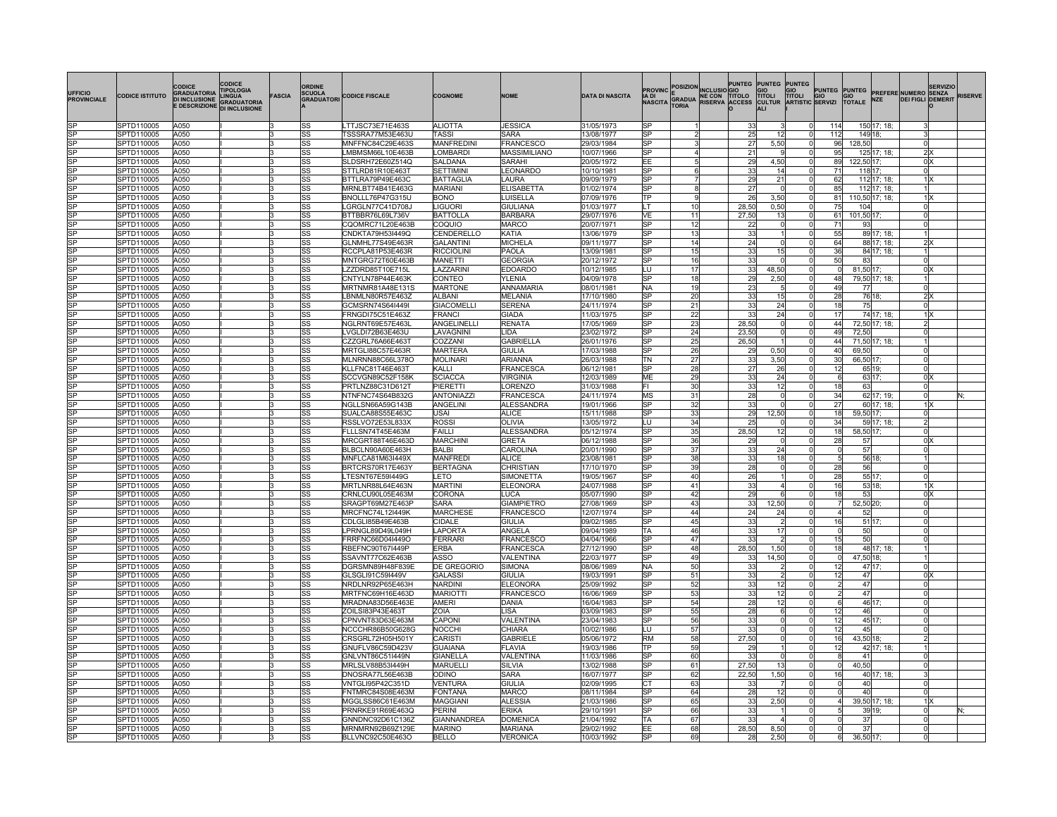| UFFICIO PROVINCIALE | CODICE ISTITUTO | CODICE GRADUATORIA DI INCLUSIONE E DESCRIZIONE | CODICE TIPOLOGIA LINGUA GRADUATORIA DI INCLUSIONE | FASCIA | ORDINE SCUOLA GRADUATORIA | CODICE FISCALE | COGNOME | NOME | DATA DI NASCITA | PROVINCIA DI NASCITA | POSIZIONE GRADUATORIA | INCLUSIONE CON RISERVA | PUNTEGGIO TITOLO ACCESSO | PUNTEGGIO TITOLI CULTURALI | PUNTEGGIO TITOLI ARTISTICI | PUNTEGGIO SERVIZI | PUNTEGGIO TOTALE | PREFERENZE | NUMERO DEI FIGLI | SERVIZIO SENZA DEMERITO | RISERVE |
|---|---|---|---|---|---|---|---|---|---|---|---|---|---|---|---|---|---|---|---|---|---|
| SP | SPTD110005 | A050 | I | 3 | SS | LTTJSC73E71E463S | ALIOTTA | JESSICA | 31/05/1973 | SP | 1 | | 33 | 3 | 0 | 114 | 150 | 17; 18; | 3 | | |
| SP | SPTD110005 | A050 | I | 3 | SS | TSSSRA77M53E463U | TASSI | SARA | 13/08/1977 | SP | 2 | | 25 | 12 | 0 | 112 | 149 | 18; | 3 | | |
| SP | SPTD110005 | A050 | I | 3 | SS | MNFFNC84C29E463S | MANFREDINI | FRANCESCO | 29/03/1984 | SP | 3 | | 27 | 5,50 | 0 | 96 | 128,50 | | 0 | | |
| SP | SPTD110005 | A050 | I | 3 | SS | LMBMSM66L10E463B | LOMBARDI | MASSIMILIANO | 10/07/1966 | SP | 4 | | 21 | 9 | 0 | 95 | 125 | 17; 18; | 2 | X | |
| SP | SPTD110005 | A050 | I | 3 | SS | SLDSRH72E60Z514Q | SALDANA | SARAHI | 20/05/1972 | EE | 5 | | 29 | 4,50 | 0 | 89 | 122,50 | 17; | 0 | X | |
| SP | SPTD110005 | A050 | I | 3 | SS | STTLRD81R10E463T | SETTIMINI | LEONARDO | 10/10/1981 | SP | 6 | | 33 | 14 | 0 | 71 | 118 | 17; | 0 | | |
| SP | SPTD110005 | A050 | I | 3 | SS | BTTLRA79P49E463C | BATTAGLIA | LAURA | 09/09/1979 | SP | 7 | | 29 | 21 | 0 | 62 | 112 | 17; 18; | 1 | X | |
| SP | SPTD110005 | A050 | I | 3 | SS | MRNLBT74B41E463G | MARIANI | ELISABETTA | 01/02/1974 | SP | 8 | | 27 | 0 | 0 | 85 | 112 | 17; 18; | 1 | | |
| SP | SPTD110005 | A050 | I | 3 | SS | BNOLLL76P47G315U | BONO | LUISELLA | 07/09/1976 | TP | 9 | | 26 | 3,50 | 0 | 81 | 110,50 | 17; 18; | 1 | X | |
| SP | SPTD110005 | A050 | I | 3 | SS | LGRGLN77C41D708J | LIGUORI | GIULIANA | 01/03/1977 | LT | 10 | | 28,50 | 0,50 | 0 | 75 | 104 | | 0 | | |
| SP | SPTD110005 | A050 | I | 3 | SS | BTTBBR76L69L736V | BATTOLLA | BARBARA | 29/07/1976 | VE | 11 | | 27,50 | 13 | 0 | 61 | 101,50 | 17; | 0 | | |
| SP | SPTD110005 | A050 | I | 3 | SS | CQOMRC71L20E463B | COQUIO | MARCO | 20/07/1971 | SP | 12 | | 22 | 0 | 0 | 71 | 93 | | 0 | | |
| SP | SPTD110005 | A050 | I | 3 | SS | CNDKTA79H53I449Q | CENDERELLO | KATIA | 13/06/1979 | SP | 13 | | 33 | 1 | 0 | 55 | 89 | 17; 18; | 1 | | |
| SP | SPTD110005 | A050 | I | 3 | SS | GLNMHL77S49E463R | GALANTINI | MICHELA | 09/11/1977 | SP | 14 | | 24 | 0 | 0 | 64 | 88 | 17; 18; | 2 | X | |
| SP | SPTD110005 | A050 | I | 3 | SS | RCCPLA81P53E463R | RICCIOLINI | PAOLA | 13/09/1981 | SP | 15 | | 33 | 15 | 0 | 36 | 84 | 17; 18; | 1 | | |
| SP | SPTD110005 | A050 | I | 3 | SS | MNTGRG72T60E463B | MANETTI | GEORGIA | 20/12/1972 | SP | 16 | | 33 | 0 | 0 | 50 | 83 | | 0 | | |
| SP | SPTD110005 | A050 | I | 3 | SS | LZZDRD85T10E715L | LAZZARINI | EDOARDO | 10/12/1985 | LU | 17 | | 33 | 48,50 | 0 | 0 | 81,50 | 17; | 0 | X | |
| SP | SPTD110005 | A050 | I | 3 | SS | CNTYLN78P44E463K | CONTEO | YLENIA | 04/09/1978 | SP | 18 | | 29 | 2,50 | 0 | 48 | 79,50 | 17; 18; | 1 | | |
| SP | SPTD110005 | A050 | I | 3 | SS | MRTNMR81A48E131S | MARTONE | ANNAMARIA | 08/01/1981 | NA | 19 | | 23 | 5 | 0 | 49 | 77 | | 0 | | |
| SP | SPTD110005 | A050 | I | 3 | SS | LBNMLN80R57E463Z | ALBANI | MELANIA | 17/10/1980 | SP | 20 | | 33 | 15 | 0 | 28 | 76 | 18; | 2 | X | |
| SP | SPTD110005 | A050 | I | 3 | SS | GCMSRN74S64I449I | GIACOMELLI | SERENA | 24/11/1974 | SP | 21 | | 33 | 24 | 0 | 18 | 75 | | 0 | | |
| SP | SPTD110005 | A050 | I | 3 | SS | FRNGDI75C51E463Z | FRANCI | GIADA | 11/03/1975 | SP | 22 | | 33 | 24 | 0 | 17 | 74 | 17; 18; | 1 | X | |
| SP | SPTD110005 | A050 | I | 3 | SS | NGLRNT69E57E463L | ANGELINELLI | RENATA | 17/05/1969 | SP | 23 | | 28,50 | 0 | 0 | 44 | 72,50 | 17; 18; | 2 | | |
| SP | SPTD110005 | A050 | I | 3 | SS | LVGLDI72B63E463U | LAVAGNINI | LIDA | 23/02/1972 | SP | 24 | | 23,50 | 0 | 0 | 49 | 72,50 | | 0 | | |
| SP | SPTD110005 | A050 | I | 3 | SS | CZZGRL76A66E463T | COZZANI | GABRIELLA | 26/01/1976 | SP | 25 | | 26,50 | 1 | 0 | 44 | 71,50 | 17; 18; | 1 | | |
| SP | SPTD110005 | A050 | I | 3 | SS | MRTGLI88C57E463R | MARTERA | GIULIA | 17/03/1988 | SP | 26 | | 29 | 0,50 | 0 | 40 | 69,50 | | 0 | | |
| SP | SPTD110005 | A050 | I | 3 | SS | MLNRNN88C66L378O | MOLINARI | ARIANNA | 26/03/1988 | TN | 27 | | 33 | 3,50 | 0 | 30 | 66,50 | 17; | 0 | | |
| SP | SPTD110005 | A050 | I | 3 | SS | KLLFNC81T46E463T | KALLI | FRANCESCA | 06/12/1981 | SP | 28 | | 27 | 26 | 0 | 12 | 65 | 19; | 0 | | |
| SP | SPTD110005 | A050 | I | 3 | SS | SCCVGN89C52F158K | SCIACCA | VIRGINIA | 12/03/1989 | ME | 29 | | 33 | 24 | 0 | 6 | 63 | 17; | 0 | X | |
| SP | SPTD110005 | A050 | I | 3 | SS | PRTLNZ88C31D612T | PIERETTI | LORENZO | 31/03/1988 | FI | 30 | | 33 | 12 | 0 | 18 | 63 | | 0 | | |
| SP | SPTD110005 | A050 | I | 3 | SS | NTNFNC74S64B832G | ANTONIAZZI | FRANCESCA | 24/11/1974 | MS | 31 | | 28 | 0 | 0 | 34 | 62 | 17; 19; | 0 | | N; |
| SP | SPTD110005 | A050 | I | 3 | SS | NGLLSN66A59G143B | ANGELINI | ALESSANDRA | 19/01/1966 | SP | 32 | | 33 | 0 | 0 | 27 | 60 | 17; 18; | 1 | X | |
| SP | SPTD110005 | A050 | I | 3 | SS | SUALCA88S55E463C | USAI | ALICE | 15/11/1988 | SP | 33 | | 29 | 12,50 | 0 | 18 | 59,50 | 17; | 0 | | |
| SP | SPTD110005 | A050 | I | 3 | SS | RSSLVO72E53L833X | ROSSI | OLIVIA | 13/05/1972 | LU | 34 | | 25 | 0 | 0 | 34 | 59 | 17; 18; | 2 | | |
| SP | SPTD110005 | A050 | I | 3 | SS | FLLLSN74T45E463M | FAILLI | ALESSANDRA | 05/12/1974 | SP | 35 | | 28,50 | 12 | 0 | 18 | 58,50 | 17; | 0 | | |
| SP | SPTD110005 | A050 | I | 3 | SS | MRCGRT88T46E463D | MARCHINI | GRETA | 06/12/1988 | SP | 36 | | 29 | 0 | 0 | 28 | 57 | | 0 | X | |
| SP | SPTD110005 | A050 | I | 3 | SS | BLBCLN90A60E463H | BALBI | CAROLINA | 20/01/1990 | SP | 37 | | 33 | 24 | 0 | 0 | 57 | | 0 | | |
| SP | SPTD110005 | A050 | I | 3 | SS | MNFLCA81M63I449X | MANFREDI | ALICE | 23/08/1981 | SP | 38 | | 33 | 18 | 0 | 5 | 56 | 18; | 1 | | |
| SP | SPTD110005 | A050 | I | 3 | SS | BRTCRS70R17E463Y | BERTAGNA | CHRISTIAN | 17/10/1970 | SP | 39 | | 28 | 0 | 0 | 28 | 56 | | 0 | | |
| SP | SPTD110005 | A050 | I | 3 | SS | LTESNT67E59I449G | LETO | SIMONETTA | 19/05/1967 | SP | 40 | | 26 | 1 | 0 | 28 | 55 | 17; | 0 | | |
| SP | SPTD110005 | A050 | I | 3 | SS | MRTLNR88L64E463N | MARTINI | ELEONORA | 24/07/1988 | SP | 41 | | 33 | 4 | 0 | 16 | 53 | 18; | 1 | X | |
| SP | SPTD110005 | A050 | I | 3 | SS | CRNLCU90L05E463M | CORONA | LUCA | 05/07/1990 | SP | 42 | | 29 | 6 | 0 | 18 | 53 | | 0 | X | |
| SP | SPTD110005 | A050 | I | 3 | SS | SRAGPT69M27E463P | SARA | GIAMPIETRO | 27/08/1969 | SP | 43 | | 33 | 12,50 | 0 | 7 | 52,50 | 20; | 0 | | |
| SP | SPTD110005 | A050 | I | 3 | SS | MRCFNC74L12I449K | MARCHESE | FRANCESCO | 12/07/1974 | SP | 44 | | 24 | 24 | 0 | 4 | 52 | | 0 | | |
| SP | SPTD110005 | A050 | I | 3 | SS | CDLGLI85B49E463B | CIDALE | GIULIA | 09/02/1985 | SP | 45 | | 33 | 2 | 0 | 16 | 51 | 17; | 0 | | |
| SP | SPTD110005 | A050 | I | 3 | SS | LPRNGL89D49L049H | LAPORTA | ANGELA | 09/04/1989 | TA | 46 | | 33 | 17 | 0 | 0 | 50 | | 0 | | |
| SP | SPTD110005 | A050 | I | 3 | SS | FRRFNC66D04I449O | FERRARI | FRANCESCO | 04/04/1966 | SP | 47 | | 33 | 2 | 0 | 15 | 50 | | 0 | | |
| SP | SPTD110005 | A050 | I | 3 | SS | RBEFNC90T67I449P | ERBA | FRANCESCA | 27/12/1990 | SP | 48 | | 28,50 | 1,50 | 0 | 18 | 48 | 17; 18; | 1 | | |
| SP | SPTD110005 | A050 | I | 3 | SS | SSAVNT77C62E463B | ASSO | VALENTINA | 22/03/1977 | SP | 49 | | 33 | 14,50 | 0 | 0 | 47,50 | 18; | 1 | | |
| SP | SPTD110005 | A050 | I | 3 | SS | DGRSMN89H48F839E | DE GREGORIO | SIMONA | 08/06/1989 | NA | 50 | | 33 | 2 | 0 | 12 | 47 | 17; | 0 | | |
| SP | SPTD110005 | A050 | I | 3 | SS | GLSGLI91C59I449V | GALASSI | GIULIA | 19/03/1991 | SP | 51 | | 33 | 2 | 0 | 12 | 47 | | 0 | X | |
| SP | SPTD110005 | A050 | I | 3 | SS | NRDLNR92P65E463H | NARDINI | ELEONORA | 25/09/1992 | SP | 52 | | 33 | 12 | 0 | 2 | 47 | | 0 | | |
| SP | SPTD110005 | A050 | I | 3 | SS | MRTFNC69H16E463D | MARIOTTI | FRANCESCO | 16/06/1969 | SP | 53 | | 33 | 12 | 0 | 2 | 47 | | 0 | | |
| SP | SPTD110005 | A050 | I | 3 | SS | MRADNA83D56E463E | AMERI | DANIA | 16/04/1983 | SP | 54 | | 28 | 12 | 0 | 6 | 46 | 17; | 0 | | |
| SP | SPTD110005 | A050 | I | 3 | SS | ZOILSI83P43E463T | ZOIA | LISA | 03/09/1983 | SP | 55 | | 28 | 6 | 0 | 12 | 46 | | 0 | | |
| SP | SPTD110005 | A050 | I | 3 | SS | CPNVNT83D63E463M | CAPONI | VALENTINA | 23/04/1983 | SP | 56 | | 33 | 0 | 0 | 12 | 45 | 17; | 0 | | |
| SP | SPTD110005 | A050 | I | 3 | SS | NCCCHR86B50G628G | NOCCHI | CHIARA | 10/02/1986 | LU | 57 | | 33 | 0 | 0 | 12 | 45 | | 0 | | |
| SP | SPTD110005 | A050 | I | 3 | SS | CRSGRL72H05H501Y | CARISTI | GABRIELE | 05/06/1972 | RM | 58 | | 27,50 | 0 | 0 | 16 | 43,50 | 18; | 2 | | |
| SP | SPTD110005 | A050 | I | 3 | SS | GNUFLV86C59D423V | GUAIANA | FLAVIA | 19/03/1986 | TP | 59 | | 29 | 1 | 0 | 12 | 42 | 17; 18; | 1 | | |
| SP | SPTD110005 | A050 | I | 3 | SS | GNLVNT86C51I449N | GIANELLA | VALENTINA | 11/03/1986 | SP | 60 | | 33 | 0 | 0 | 8 | 41 | | 0 | | |
| SP | SPTD110005 | A050 | I | 3 | SS | MRLSLV88B53I449H | MARUELLI | SILVIA | 13/02/1988 | SP | 61 | | 27,50 | 13 | 0 | 0 | 40,50 | | 0 | | |
| SP | SPTD110005 | A050 | I | 3 | SS | DNOSRA77L56E463B | ODINO | SARA | 16/07/1977 | SP | 62 | | 22,50 | 1,50 | 0 | 16 | 40 | 17; 18; | 3 | | |
| SP | SPTD110005 | A050 | I | 3 | SS | VNTGLI95P42C351D | VENTURA | GIULIA | 02/09/1995 | CT | 63 | | 33 | 7 | 0 | 0 | 40 | | 0 | | |
| SP | SPTD110005 | A050 | I | 3 | SS | FNTMRC84S08E463M | FONTANA | MARCO | 08/11/1984 | SP | 64 | | 28 | 12 | 0 | 0 | 40 | | 0 | | |
| SP | SPTD110005 | A050 | I | 3 | SS | MGGLSS86C61E463M | MAGGIANI | ALESSIA | 21/03/1986 | SP | 65 | | 33 | 2,50 | 0 | 4 | 39,50 | 17; 18; | 1 | X | |
| SP | SPTD110005 | A050 | I | 3 | SS | PRNRKE91R69E463Q | PERINI | ERIKA | 29/10/1991 | SP | 66 | | 33 | 1 | 0 | 5 | 39 | 19; | 0 | | N; |
| SP | SPTD110005 | A050 | I | 3 | SS | GNNDNC92D61C136Z | GIANNANDREA | DOMENICA | 21/04/1992 | TA | 67 | | 33 | 4 | 0 | 0 | 37 | | 0 | | |
| SP | SPTD110005 | A050 | I | 3 | SS | MRNMRN92B69Z129E | MARINO | MARIANA | 29/02/1992 | EE | 68 | | 28,50 | 8,50 | 0 | 0 | 37 | | 0 | | |
| SP | SPTD110005 | A050 | I | 3 | SS | BLLVNC92C50E463O | BELLO | VERONICA | 10/03/1992 | SP | 69 | | 28 | 2,50 | 0 | 6 | 36,50 | 17; | 0 | | |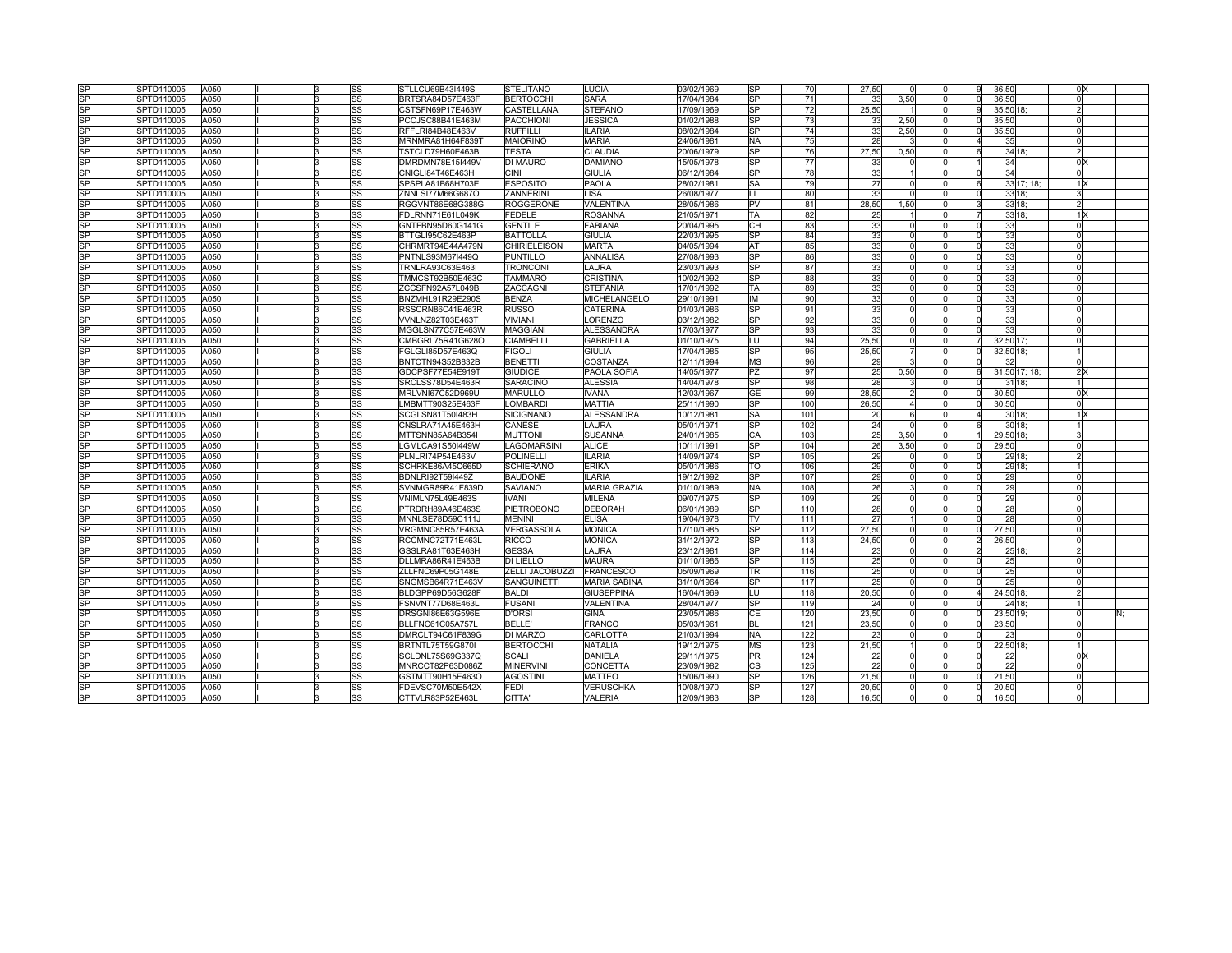| | | | | | | | | | | | | | | | | | | | | |
|---|---|---|---|---|---|---|---|---|---|---|---|---|---|---|---|---|---|---|---|---|
| SP | SPTD110005 | A050 | I | 3 | SS | STLLCU69B43I449S | STELITANO | LUCIA | 03/02/1969 | SP | 70 | 27,50 | 0 | 0 | 9 | 36,50 | | 0 | X | |
| SP | SPTD110005 | A050 | I | 3 | SS | BRTSRA84D57E463F | BERTOCCHI | SARA | 17/04/1984 | SP | 71 | 33 | 3,50 | 0 | 0 | 36,50 | | 0 | | |
| SP | SPTD110005 | A050 | I | 3 | SS | CSTSFN69P17E463W | CASTELLANA | STEFANO | 17/09/1969 | SP | 72 | 25,50 | 1 | 0 | 9 | 35,50 | 18; | 2 | | |
| SP | SPTD110005 | A050 | I | 3 | SS | PCCJSC88B41E463M | PACCHIONI | JESSICA | 01/02/1988 | SP | 73 | 33 | 2,50 | 0 | 0 | 35,50 | | 0 | | |
| SP | SPTD110005 | A050 | I | 3 | SS | RFFLRI84B48E463V | RUFFILLI | ILARIA | 08/02/1984 | SP | 74 | 33 | 2,50 | 0 | 0 | 35,50 | | 0 | | |
| SP | SPTD110005 | A050 | I | 3 | SS | MRNMRA81H64F839T | MAIORINO | MARIA | 24/06/1981 | NA | 75 | 28 | 3 | 0 | 4 | 35 | | 0 | | |
| SP | SPTD110005 | A050 | I | 3 | SS | TSTCLD79H60E463B | TESTA | CLAUDIA | 20/06/1979 | SP | 76 | 27,50 | 0,50 | 0 | 6 | 34 | 18; | 2 | | |
| SP | SPTD110005 | A050 | I | 3 | SS | DMRDMN78E15I449V | DI MAURO | DAMIANO | 15/05/1978 | SP | 77 | 33 | 0 | 0 | 1 | 34 | | 0 | X | |
| SP | SPTD110005 | A050 | I | 3 | SS | CNIGLI84T46E463H | CINI | GIULIA | 06/12/1984 | SP | 78 | 33 | 1 | 0 | 0 | 34 | | 0 | | |
| SP | SPTD110005 | A050 | I | 3 | SS | SPSPLA81B68H703E | ESPOSITO | PAOLA | 28/02/1981 | SA | 79 | 27 | 0 | 0 | 6 | 33 | 17; 18; | 1 | X | |
| SP | SPTD110005 | A050 | I | 3 | SS | ZNNLSI77M66G687O | ZANNERINI | LISA | 26/08/1977 | LI | 80 | 33 | 0 | 0 | 0 | 33 | 18; | 3 | | |
| SP | SPTD110005 | A050 | I | 3 | SS | RGGVNT86E68G388G | ROGGERONE | VALENTINA | 28/05/1986 | PV | 81 | 28,50 | 1,50 | 0 | 3 | 33 | 18; | 2 | | |
| SP | SPTD110005 | A050 | I | 3 | SS | FDLRNN71E61L049K | FEDELE | ROSANNA | 21/05/1971 | TA | 82 | 25 | 1 | 0 | 7 | 33 | 18; | 1 | X | |
| SP | SPTD110005 | A050 | I | 3 | SS | GNTFBN95D60G141G | GENTILE | FABIANA | 20/04/1995 | CH | 83 | 33 | 0 | 0 | 0 | 33 | | 0 | | |
| SP | SPTD110005 | A050 | I | 3 | SS | BTTGLI95C62E463P | BATTOLLA | GIULIA | 22/03/1995 | SP | 84 | 33 | 0 | 0 | 0 | 33 | | 0 | | |
| SP | SPTD110005 | A050 | I | 3 | SS | CHRMRT94E44A479N | CHIRIELEISON | MARTA | 04/05/1994 | AT | 85 | 33 | 0 | 0 | 0 | 33 | | 0 | | |
| SP | SPTD110005 | A050 | I | 3 | SS | PNTNLS93M67I449Q | PUNTILLO | ANNALISA | 27/08/1993 | SP | 86 | 33 | 0 | 0 | 0 | 33 | | 0 | | |
| SP | SPTD110005 | A050 | I | 3 | SS | TRNLRA93C63E463I | TRONCONI | LAURA | 23/03/1993 | SP | 87 | 33 | 0 | 0 | 0 | 33 | | 0 | | |
| SP | SPTD110005 | A050 | I | 3 | SS | TMMCST92B50E463C | TAMMARO | CRISTINA | 10/02/1992 | SP | 88 | 33 | 0 | 0 | 0 | 33 | | 0 | | |
| SP | SPTD110005 | A050 | I | 3 | SS | ZCCSFN92A57L049B | ZACCAGNI | STEFANIA | 17/01/1992 | TA | 89 | 33 | 0 | 0 | 0 | 33 | | 0 | | |
| SP | SPTD110005 | A050 | I | 3 | SS | BNZMHL91R29E290S | BENZA | MICHELANGELO | 29/10/1991 | IM | 90 | 33 | 0 | 0 | 0 | 33 | | 0 | | |
| SP | SPTD110005 | A050 | I | 3 | SS | RSSCRN86C41E463R | RUSSO | CATERINA | 01/03/1986 | SP | 91 | 33 | 0 | 0 | 0 | 33 | | 0 | | |
| SP | SPTD110005 | A050 | I | 3 | SS | VVNLNZ82T03E463T | VIVIANI | LORENZO | 03/12/1982 | SP | 92 | 33 | 0 | 0 | 0 | 33 | | 0 | | |
| SP | SPTD110005 | A050 | I | 3 | SS | MGGLSN77C57E463W | MAGGIANI | ALESSANDRA | 17/03/1977 | SP | 93 | 33 | 0 | 0 | 0 | 33 | | 0 | | |
| SP | SPTD110005 | A050 | I | 3 | SS | CMBGRL75R41G628O | CIAMBELLI | GABRIELLA | 01/10/1975 | LU | 94 | 25,50 | 0 | 0 | 7 | 32,50 | 17; | 0 | | |
| SP | SPTD110005 | A050 | I | 3 | SS | FGLGLI85D57E463Q | FIGOLI | GIULIA | 17/04/1985 | SP | 95 | 25,50 | 7 | 0 | 0 | 32,50 | 18; | 1 | | |
| SP | SPTD110005 | A050 | I | 3 | SS | BNTCTN94S52B832B | BENETTI | COSTANZA | 12/11/1994 | MS | 96 | 29 | 3 | 0 | 0 | 32 | | 0 | | |
| SP | SPTD110005 | A050 | I | 3 | SS | GDCPSF77E54E919T | GIUDICE | PAOLA SOFIA | 14/05/1977 | PZ | 97 | 25 | 0,50 | 0 | 6 | 31,50 | 17; 18; | 2 | X | |
| SP | SPTD110005 | A050 | I | 3 | SS | SRCLSS78D54E463R | SARACINO | ALESSIA | 14/04/1978 | SP | 98 | 28 | 3 | 0 | 0 | 31 | 18; | 1 | | |
| SP | SPTD110005 | A050 | I | 3 | SS | MRLVNI67C52D969U | MARULLO | IVANA | 12/03/1967 | GE | 99 | 28,50 | 2 | 0 | 0 | 30,50 | | 0 | X | |
| SP | SPTD110005 | A050 | I | 3 | SS | LMBMTT90S25E463F | LOMBARDI | MATTIA | 25/11/1990 | SP | 100 | 26,50 | 4 | 0 | 0 | 30,50 | | 0 | | |
| SP | SPTD110005 | A050 | I | 3 | SS | SCGLSN81T50I483H | SICIGNANO | ALESSANDRA | 10/12/1981 | SA | 101 | 20 | 6 | 0 | 4 | 30 | 18; | 1 | X | |
| SP | SPTD110005 | A050 | I | 3 | SS | CNSLRA71A45E463H | CANESE | LAURA | 05/01/1971 | SP | 102 | 24 | 0 | 0 | 6 | 30 | 18; | 1 | | |
| SP | SPTD110005 | A050 | I | 3 | SS | MTTSNN85A64B354I | MUTTONI | SUSANNA | 24/01/1985 | CA | 103 | 25 | 3,50 | 0 | 1 | 29,50 | 18; | 3 | | |
| SP | SPTD110005 | A050 | I | 3 | SS | LGMLCA91S50I449W | LAGOMARSINI | ALICE | 10/11/1991 | SP | 104 | 26 | 3,50 | 0 | 0 | 29,50 | | 0 | | |
| SP | SPTD110005 | A050 | I | 3 | SS | PLNLRI74P54E463V | POLINELLI | ILARIA | 14/09/1974 | SP | 105 | 29 | 0 | 0 | 0 | 29 | 18; | 2 | | |
| SP | SPTD110005 | A050 | I | 3 | SS | SCHRKE86A45C665D | SCHIERANO | ERIKA | 05/01/1986 | TO | 106 | 29 | 0 | 0 | 0 | 29 | 18; | 1 | | |
| SP | SPTD110005 | A050 | I | 3 | SS | BDNLRI92T59I449Z | BAUDONE | ILARIA | 19/12/1992 | SP | 107 | 29 | 0 | 0 | 0 | 29 | | 0 | | |
| SP | SPTD110005 | A050 | I | 3 | SS | SVNMGR89R41F839D | SAVIANO | MARIA GRAZIA | 01/10/1989 | NA | 108 | 26 | 3 | 0 | 0 | 29 | | 0 | | |
| SP | SPTD110005 | A050 | I | 3 | SS | VNIMLN75L49E463S | IVANI | MILENA | 09/07/1975 | SP | 109 | 29 | 0 | 0 | 0 | 29 | | 0 | | |
| SP | SPTD110005 | A050 | I | 3 | SS | PTRDRH89A46E463S | PIETROBONO | DEBORAH | 06/01/1989 | SP | 110 | 28 | 0 | 0 | 0 | 28 | | 0 | | |
| SP | SPTD110005 | A050 | I | 3 | SS | MNNLSE78D59C111J | MENINI | ELISA | 19/04/1978 | TV | 111 | 27 | 1 | 0 | 0 | 28 | | 0 | | |
| SP | SPTD110005 | A050 | I | 3 | SS | VRGMNC85R57E463A | VERGASSOLA | MONICA | 17/10/1985 | SP | 112 | 27,50 | 0 | 0 | 0 | 27,50 | | 0 | | |
| SP | SPTD110005 | A050 | I | 3 | SS | RCCMNC72T71E463L | RICCO | MONICA | 31/12/1972 | SP | 113 | 24,50 | 0 | 0 | 2 | 26,50 | | 0 | | |
| SP | SPTD110005 | A050 | I | 3 | SS | GSSLRA81T63E463H | GESSA | LAURA | 23/12/1981 | SP | 114 | 23 | 0 | 0 | 2 | 25 | 18; | 2 | | |
| SP | SPTD110005 | A050 | I | 3 | SS | DLLMRA86R41E463B | DI LIELLO | MAURA | 01/10/1986 | SP | 115 | 25 | 0 | 0 | 0 | 25 | | 0 | | |
| SP | SPTD110005 | A050 | I | 3 | SS | ZLLFNC69P05G148E | ZELLI JACOBUZZI | FRANCESCO | 05/09/1969 | TR | 116 | 25 | 0 | 0 | 0 | 25 | | 0 | | |
| SP | SPTD110005 | A050 | I | 3 | SS | SNGMSB64R71E463V | SANGUINETTI | MARIA SABINA | 31/10/1964 | SP | 117 | 25 | 0 | 0 | 0 | 25 | | 0 | | |
| SP | SPTD110005 | A050 | I | 3 | SS | BLDGPP69D56G628F | BALDI | GIUSEPPINA | 16/04/1969 | LU | 118 | 20,50 | 0 | 0 | 4 | 24,50 | 18; | 2 | | |
| SP | SPTD110005 | A050 | I | 3 | SS | FSNVNT77D68E463L | FUSANI | VALENTINA | 28/04/1977 | SP | 119 | 24 | 0 | 0 | 0 | 24 | 18; | 1 | | |
| SP | SPTD110005 | A050 | I | 3 | SS | DRSGNI86E63G596E | D'ORSI | GINA | 23/05/1986 | CE | 120 | 23,50 | 0 | 0 | 0 | 23,50 | 19; | 0 | | N; |
| SP | SPTD110005 | A050 | I | 3 | SS | BLLFNC61C05A757L | BELLE' | FRANCO | 05/03/1961 | BL | 121 | 23,50 | 0 | 0 | 0 | 23,50 | | 0 | | |
| SP | SPTD110005 | A050 | I | 3 | SS | DMRCLT94C61F839G | DI MARZO | CARLOTTA | 21/03/1994 | NA | 122 | 23 | 0 | 0 | 0 | 23 | | 0 | | |
| SP | SPTD110005 | A050 | I | 3 | SS | BRTNTL75T59G870I | BERTOCCHI | NATALIA | 19/12/1975 | MS | 123 | 21,50 | 1 | 0 | 0 | 22,50 | 18; | 1 | | |
| SP | SPTD110005 | A050 | I | 3 | SS | SCLDNL75S69G337Q | SCALI | DANIELA | 29/11/1975 | PR | 124 | 22 | 0 | 0 | 0 | 22 | | 0 | X | |
| SP | SPTD110005 | A050 | I | 3 | SS | MNRCCT82P63D086Z | MINERVINI | CONCETTA | 23/09/1982 | CS | 125 | 22 | 0 | 0 | 0 | 22 | | 0 | | |
| SP | SPTD110005 | A050 | I | 3 | SS | GSTMTT90H15E463O | AGOSTINI | MATTEO | 15/06/1990 | SP | 126 | 21,50 | 0 | 0 | 0 | 21,50 | | 0 | | |
| SP | SPTD110005 | A050 | I | 3 | SS | FDEVSC70M50E542X | FEDI | VERUSCHKA | 10/08/1970 | SP | 127 | 20,50 | 0 | 0 | 0 | 20,50 | | 0 | | |
| SP | SPTD110005 | A050 | I | 3 | SS | CTTVLR83P52E463L | CITTA' | VALERIA | 12/09/1983 | SP | 128 | 16,50 | 0 | 0 | 0 | 16,50 | | 0 | | |